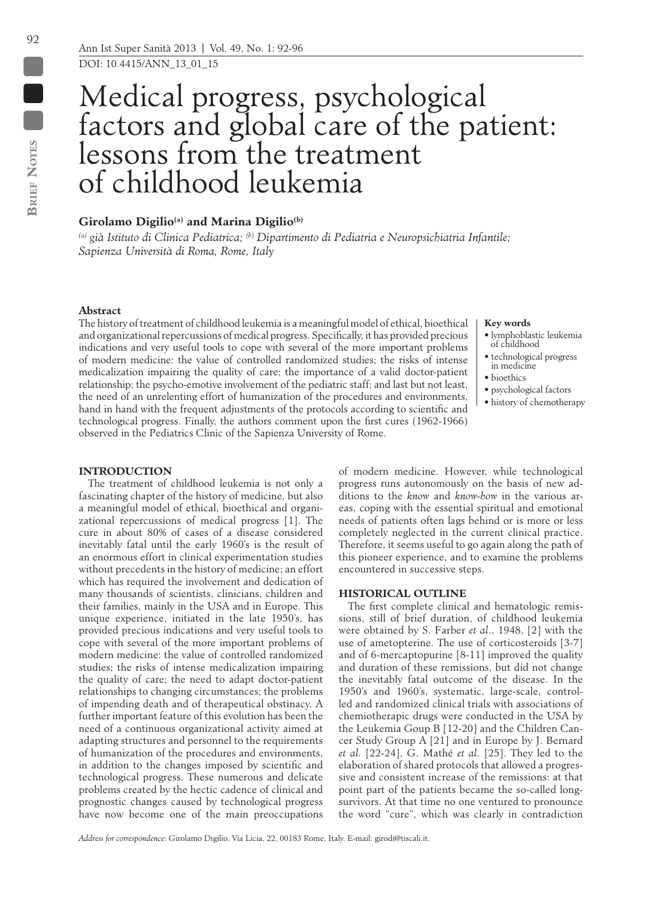# Medical progress, psychological factors and global care of the patient: lessons from the treatment of childhood leukemia

**Girolamo Digilio[(a)] and Marina Digilio[(b)]**

[(a)] *già Istituto di Clinica Pediatrica;* [(b)] *Dipartimento di Pediatria e Neuropsichiatria Infantile; Sapienza Università di Roma, Rome, Italy*

### Abstract

The history of treatment of childhood leukemia is a meaningful model of ethical, bioethical and organizational repercussions of medical progress. Specifically, it has provided precious indications and very useful tools to cope with several of the more important problems of modern medicine: the value of controlled randomized studies; the risks of intense medicalization impairing the quality of care; the importance of a valid doctor-patient relationship; the psycho-emotive involvement of the pediatric staff; and last but not least, the need of an unrelenting effort of humanization of the procedures and environments, hand in hand with the frequent adjustments of the protocols according to scientific and technological progress. Finally, the authors comment upon the first cures (1962-1966) observed in the Pediatrics Clinic of the Sapienza University of Rome.

**Key words**

- lymphoblastic leukemia of childhood
- technological progress in medicine
- bioethics
- psychological factors
- history of chemotherapy

## INTRODUCTION

The treatment of childhood leukemia is not only a fascinating chapter of the history of medicine, but also a meaningful model of ethical, bioethical and organizational repercussions of medical progress [1]. The cure in about 80% of cases of a disease considered inevitably fatal until the early 1960's is the result of an enormous effort in clinical experimentation studies without precedents in the history of medicine; an effort which has required the involvement and dedication of many thousands of scientists, clinicians, children and their families, mainly in the USA and in Europe. This unique experience, initiated in the late 1950's, has provided precious indications and very useful tools to cope with several of the more important problems of modern medicine: the value of controlled randomized studies; the risks of intense medicalization impairing the quality of care; the need to adapt doctor-patient relationships to changing circumstances; the problems of impending death and of therapeutical obstinacy. A further important feature of this evolution has been the need of a continuous organizational activity aimed at adapting structures and personnel to the requirements of humanization of the procedures and environments, in addition to the changes imposed by scientific and technological progress. These numerous and delicate problems created by the hectic cadence of clinical and prognostic changes caused by technological progress have now become one of the main preoccupations of modern medicine. However, while technological progress runs autonomously on the basis of new additions to the *know* and *know-how* in the various areas, coping with the essential spiritual and emotional needs of patients often lags behind or is more or less completely neglected in the current clinical practice. Therefore, it seems useful to go again along the path of this pioneer experience, and to examine the problems encountered in successive steps.

## HISTORICAL OUTLINE

The first complete clinical and hematologic remissions, still of brief duration, of childhood leukemia were obtained by S. Farber *et al*., 1948, [2] with the use of ametopterine. The use of corticosteroids [3-7] and of 6-mercaptopurine [8-11] improved the quality and duration of these remissions, but did not change the inevitably fatal outcome of the disease. In the 1950's and 1960's, systematic, large-scale, controlled and randomized clinical trials with associations of chemiotherapic drugs were conducted in the USA by the Leukemia Goup B [12-20] and the Children Cancer Study Group A [21] and in Europe by J. Bernard *et al.* [22-24], G. Mathé *et al.* [25]. They led to the elaboration of shared protocols that allowed a progressive and consistent increase of the remissions: at that point part of the patients became the so-called long-survivors. At that time no one ventured to pronounce the word "cure", which was clearly in contradiction

*Address for correspondence*: Girolamo Digilio, Via Licia, 22, 00183 Rome, Italy. E-mail: girodi@tiscali.it.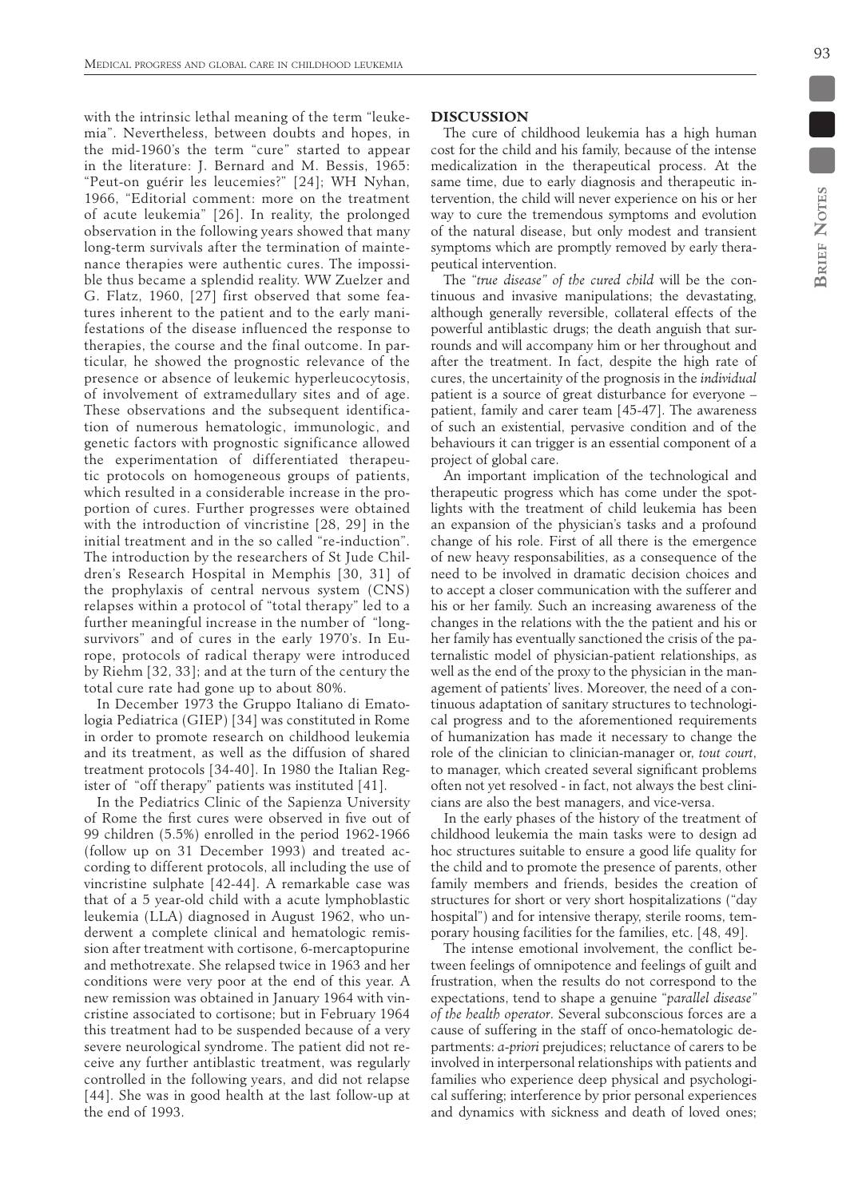with the intrinsic lethal meaning of the term "leukemia". Nevertheless, between doubts and hopes, in the mid-1960's the term "cure" started to appear in the literature: J. Bernard and M. Bessis, 1965: "Peut-on guérir les leucemies?" [24]; WH Nyhan, 1966, "Editorial comment: more on the treatment of acute leukemia" [26]. In reality, the prolonged observation in the following years showed that many long-term survivals after the termination of maintenance therapies were authentic cures. The impossible thus became a splendid reality. WW Zuelzer and G. Flatz, 1960, [27] first observed that some features inherent to the patient and to the early manifestations of the disease influenced the response to therapies, the course and the final outcome. In particular, he showed the prognostic relevance of the presence or absence of leukemic hyperleucocytosis, of involvement of extramedullary sites and of age. These observations and the subsequent identification of numerous hematologic, immunologic, and genetic factors with prognostic significance allowed the experimentation of differentiated therapeutic protocols on homogeneous groups of patients, which resulted in a considerable increase in the proportion of cures. Further progresses were obtained with the introduction of vincristine [28, 29] in the initial treatment and in the so called "re-induction". The introduction by the researchers of St Jude Children's Research Hospital in Memphis [30, 31] of the prophylaxis of central nervous system (CNS) relapses within a protocol of "total therapy" led to a further meaningful increase in the number of "long-survivors" and of cures in the early 1970's. In Europe, protocols of radical therapy were introduced by Riehm [32, 33]; and at the turn of the century the total cure rate had gone up to about 80%.

In December 1973 the Gruppo Italiano di Ematologia Pediatrica (GIEP) [34] was constituted in Rome in order to promote research on childhood leukemia and its treatment, as well as the diffusion of shared treatment protocols [34-40]. In 1980 the Italian Register of "off therapy" patients was instituted [41].

In the Pediatrics Clinic of the Sapienza University of Rome the first cures were observed in five out of 99 children (5.5%) enrolled in the period 1962-1966 (follow up on 31 December 1993) and treated according to different protocols, all including the use of vincristine sulphate [42-44]. A remarkable case was that of a 5 year-old child with a acute lymphoblastic leukemia (LLA) diagnosed in August 1962, who underwent a complete clinical and hematologic remission after treatment with cortisone, 6-mercaptopurine and methotrexate. She relapsed twice in 1963 and her conditions were very poor at the end of this year. A new remission was obtained in January 1964 with vincristine associated to cortisone; but in February 1964 this treatment had to be suspended because of a very severe neurological syndrome. The patient did not receive any further antiblastic treatment, was regularly controlled in the following years, and did not relapse [44]. She was in good health at the last follow-up at the end of 1993.

## DISCUSSION

The cure of childhood leukemia has a high human cost for the child and his family, because of the intense medicalization in the therapeutical process. At the same time, due to early diagnosis and therapeutic intervention, the child will never experience on his or her way to cure the tremendous symptoms and evolution of the natural disease, but only modest and transient symptoms which are promptly removed by early therapeutical intervention.

The "*true disease" of the cured child* will be the continuous and invasive manipulations; the devastating, although generally reversible, collateral effects of the powerful antiblastic drugs; the death anguish that surrounds and will accompany him or her throughout and after the treatment. In fact, despite the high rate of cures, the uncertainity of the prognosis in the *individual* patient is a source of great disturbance for everyone – patient, family and carer team [45-47]. The awareness of such an existential, pervasive condition and of the behaviours it can trigger is an essential component of a project of global care.

An important implication of the technological and therapeutic progress which has come under the spotlights with the treatment of child leukemia has been an expansion of the physician's tasks and a profound change of his role. First of all there is the emergence of new heavy responsabilities, as a consequence of the need to be involved in dramatic decision choices and to accept a closer communication with the sufferer and his or her family. Such an increasing awareness of the changes in the relations with the the patient and his or her family has eventually sanctioned the crisis of the paternalistic model of physician-patient relationships, as well as the end of the proxy to the physician in the management of patients' lives. Moreover, the need of a continuous adaptation of sanitary structures to technological progress and to the aforementioned requirements of humanization has made it necessary to change the role of the clinician to clinician-manager or, *tout court*, to manager, which created several significant problems often not yet resolved - in fact, not always the best clinicians are also the best managers, and vice-versa.

In the early phases of the history of the treatment of childhood leukemia the main tasks were to design ad hoc structures suitable to ensure a good life quality for the child and to promote the presence of parents, other family members and friends, besides the creation of structures for short or very short hospitalizations ("day hospital") and for intensive therapy, sterile rooms, temporary housing facilities for the families, etc. [48, 49].

The intense emotional involvement, the conflict between feelings of omnipotence and feelings of guilt and frustration, when the results do not correspond to the expectations, tend to shape a genuine "*parallel disease" of the health operator*. Several subconscious forces are a cause of suffering in the staff of onco-hematologic departments: *a-priori* prejudices; reluctance of carers to be involved in interpersonal relationships with patients and families who experience deep physical and psychological suffering; interference by prior personal experiences and dynamics with sickness and death of loved ones;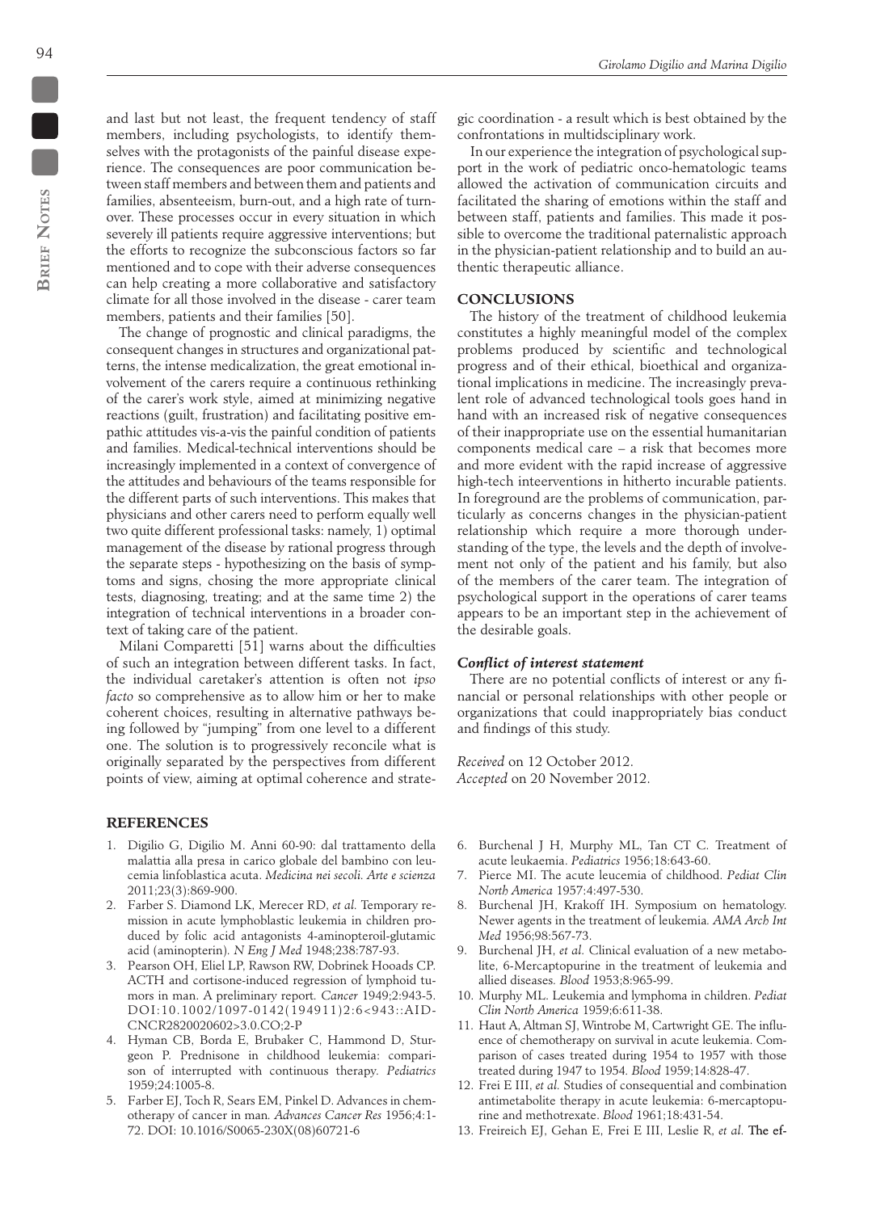and last but not least, the frequent tendency of staff members, including psychologists, to identify themselves with the protagonists of the painful disease experience. The consequences are poor communication between staff members and between them and patients and families, absenteeism, burn-out, and a high rate of turnover. These processes occur in every situation in which severely ill patients require aggressive interventions; but the efforts to recognize the subconscious factors so far mentioned and to cope with their adverse consequences can help creating a more collaborative and satisfactory climate for all those involved in the disease - carer team members, patients and their families [50].

The change of prognostic and clinical paradigms, the consequent changes in structures and organizational patterns, the intense medicalization, the great emotional involvement of the carers require a continuous rethinking of the carer's work style, aimed at minimizing negative reactions (guilt, frustration) and facilitating positive empathic attitudes vis-a-vis the painful condition of patients and families. Medical-technical interventions should be increasingly implemented in a context of convergence of the attitudes and behaviours of the teams responsible for the different parts of such interventions. This makes that physicians and other carers need to perform equally well two quite different professional tasks: namely, 1) optimal management of the disease by rational progress through the separate steps - hypothesizing on the basis of symptoms and signs, chosing the more appropriate clinical tests, diagnosing, treating; and at the same time 2) the integration of technical interventions in a broader context of taking care of the patient.

Milani Comparetti [51] warns about the difficulties of such an integration between different tasks. In fact, the individual caretaker's attention is often not *ipso facto* so comprehensive as to allow him or her to make coherent choices, resulting in alternative pathways being followed by "jumping" from one level to a different one. The solution is to progressively reconcile what is originally separated by the perspectives from different points of view, aiming at optimal coherence and strategic coordination - a result which is best obtained by the confrontations in multidsciplinary work.

In our experience the integration of psychological support in the work of pediatric onco-hematologic teams allowed the activation of communication circuits and facilitated the sharing of emotions within the staff and between staff, patients and families. This made it possible to overcome the traditional paternalistic approach in the physician-patient relationship and to build an authentic therapeutic alliance.

## CONCLUSIONS

The history of the treatment of childhood leukemia constitutes a highly meaningful model of the complex problems produced by scientific and technological progress and of their ethical, bioethical and organizational implications in medicine. The increasingly prevalent role of advanced technological tools goes hand in hand with an increased risk of negative consequences of their inappropriate use on the essential humanitarian components medical care – a risk that becomes more and more evident with the rapid increase of aggressive high-tech inteerventions in hitherto incurable patients. In foreground are the problems of communication, particularly as concerns changes in the physician-patient relationship which require a more thorough understanding of the type, the levels and the depth of involvement not only of the patient and his family, but also of the members of the carer team. The integration of psychological support in the operations of carer teams appears to be an important step in the achievement of the desirable goals.

### *Conflict of interest statement*

There are no potential conflicts of interest or any financial or personal relationships with other people or organizations that could inappropriately bias conduct and findings of this study.

*Received* on 12 October 2012.
*Accepted* on 20 November 2012.

## REFERENCES

1. Digilio G, Digilio M. Anni 60-90: dal trattamento della malattia alla presa in carico globale del bambino con leucemia linfoblastica acuta. *Medicina nei secoli. Arte e scienza* 2011;23(3):869-900.
2. Farber S. Diamond LK, Merecer RD, *et al.* Temporary remission in acute lymphoblastic leukemia in children produced by folic acid antagonists 4-aminopteroil-glutamic acid (aminopterin). *N Eng J Med* 1948;238:787-93.
3. Pearson OH, Eliel LP, Rawson RW, Dobrinek Hooads CP. ACTH and cortisone-induced regression of lymphoid tumors in man. A preliminary report. *Cancer* 1949;2:943-5. DOI:10.1002/1097-0142(194911)2:6<943::AID-CNCR2820020602>3.0.CO;2-P
4. Hyman CB, Borda E, Brubaker C, Hammond D, Sturgeon P. Prednisone in childhood leukemia: comparison of interrupted with continuous therapy. *Pediatrics* 1959;24:1005-8.
5. Farber EJ, Toch R, Sears EM, Pinkel D. Advances in chemotherapy of cancer in man. *Advances Cancer Res* 1956;4:1-72. DOI: 10.1016/S0065-230X(08)60721-6
6. Burchenal J H, Murphy ML, Tan CT C. Treatment of acute leukaemia. *Pediatrics* 1956;18:643-60.
7. Pierce MI. The acute leucemia of childhood. *Pediat Clin North America* 1957:4:497-530.
8. Burchenal JH, Krakoff IH. Symposium on hematology. Newer agents in the treatment of leukemia. *AMA Arch Int Med* 1956;98:567-73.
9. Burchenal JH, *et al.* Clinical evaluation of a new metabolite, 6-Mercaptopurine in the treatment of leukemia and allied diseases. *Blood* 1953;8:965-99.
10. Murphy ML. Leukemia and lymphoma in children. *Pediat Clin North America* 1959;6:611-38.
11. Haut A, Altman SJ, Wintrobe M, Cartwright GE. The influence of chemotherapy on survival in acute leukemia. Comparison of cases treated during 1954 to 1957 with those treated during 1947 to 1954. *Blood* 1959;14:828-47.
12. Frei E III, *et al.* Studies of consequential and combination antimetabolite therapy in acute leukemia: 6-mercaptopurine and methotrexate. *Blood* 1961;18:431-54.
13. Freireich EJ, Gehan E, Frei E III, Leslie R, *et al.* The ef-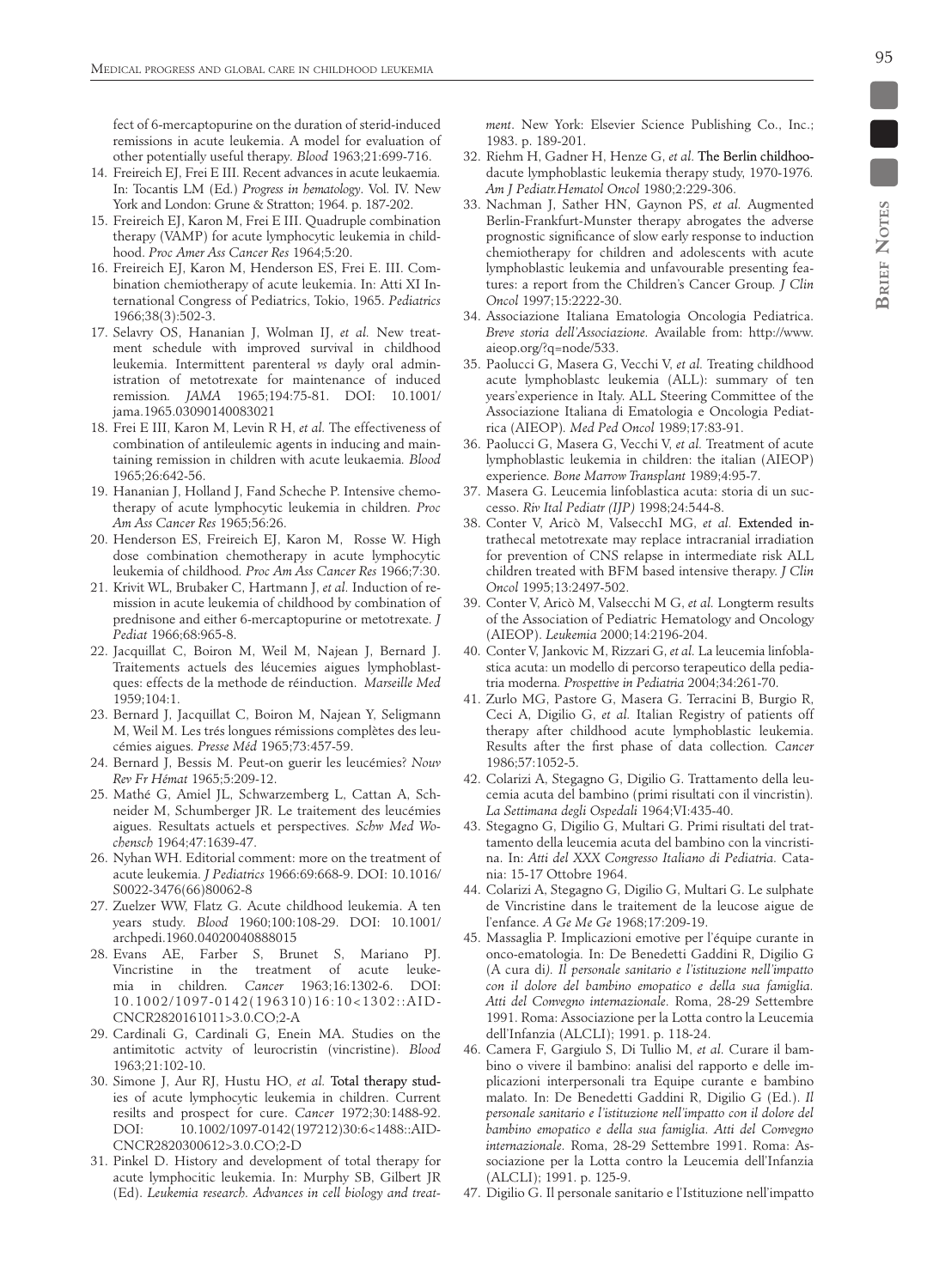fect of 6-mercaptopurine on the duration of sterid-induced remissions in acute leukemia. A model for evaluation of other potentially useful therapy. *Blood* 1963;21:699-716.

14. Freireich EJ, Frei E III. Recent advances in acute leukaemia. In: Tocantis LM (Ed.) *Progress in hematology*. Vol. IV. New York and London: Grune & Stratton; 1964. p. 187-202.
15. Freireich EJ, Karon M, Frei E III. Quadruple combination therapy (VAMP) for acute lymphocytic leukemia in childhood. *Proc Amer Ass Cancer Res* 1964;5:20.
16. Freireich EJ, Karon M, Henderson ES, Frei E. III. Combination chemiotherapy of acute leukemia. In: Atti XI International Congress of Pediatrics, Tokio, 1965. *Pediatrics* 1966;38(3):502-3.
17. Selavry OS, Hananian J, Wolman IJ, *et al.* New treatment schedule with improved survival in childhood leukemia. Intermittent parenteral *vs* dayly oral administration of metotrexate for maintenance of induced remission. *JAMA* 1965;194:75-81. DOI: 10.1001/jama.1965.03090140083021
18. Frei E III, Karon M, Levin R H, *et al.* The effectiveness of combination of antileulemic agents in inducing and maintaining remission in children with acute leukaemia. *Blood* 1965;26:642-56.
19. Hananian J, Holland J, Fand Scheche P. Intensive chemotherapy of acute lymphocytic leukemia in children. *Proc Am Ass Cancer Res* 1965;56:26.
20. Henderson ES, Freireich EJ, Karon M, Rosse W. High dose combination chemotherapy in acute lymphocytic leukemia of childhood. *Proc Am Ass Cancer Res* 1966;7:30.
21. Krivit WL, Brubaker C, Hartmann J, *et al.* Induction of remission in acute leukemia of childhood by combination of prednisone and either 6-mercaptopurine or metotrexate. *J Pediat* 1966;68:965-8.
22. Jacquillat C, Boiron M, Weil M, Najean J, Bernard J. Traitements actuels des léucemies aigues lymphoblastques: effects de la methode de réinduction. *Marseille Med* 1959;104:1.
23. Bernard J, Jacquillat C, Boiron M, Najean Y, Seligmann M, Weil M. Les trés longues rémissions complètes des leucémies aigues. *Presse Méd* 1965;73:457-59.
24. Bernard J, Bessis M. Peut-on guerir les leucémies? *Nouv Rev Fr Hémat* 1965;5:209-12.
25. Mathé G, Amiel JL, Schwarzemberg L, Cattan A, Schneider M, Schumberger JR. Le traitement des leucémies aigues. Resultats actuels et perspectives. *Schw Med Wochensch* 1964;47:1639-47.
26. Nyhan WH. Editorial comment: more on the treatment of acute leukemia. *J Pediatrics* 1966:69:668-9. DOI: 10.1016/S0022-3476(66)80062-8
27. Zuelzer WW, Flatz G. Acute childhood leukemia. A ten years study. *Blood* 1960;100:108-29. DOI: 10.1001/archpedi.1960.04020040888015
28. Evans AE, Farber S, Brunet S, Mariano PJ. Vincristine in the treatment of acute leukemia in children. *Cancer* 1963;16:1302-6. DOI: 10.1002/1097-0142(196310)16:10<1302::AID-CNCR2820161011>3.0.CO;2-A
29. Cardinali G, Cardinali G, Enein MA. Studies on the antimitotic actvity of leurocristin (vincristine). *Blood* 1963;21:102-10.
30. Simone J, Aur RJ, Hustu HO, *et al.* Total therapy studies of acute lymphocytic leukemia in children. Current resilts and prospect for cure. *Cancer* 1972;30:1488-92. DOI: 10.1002/1097-0142(197212)30:6<1488::AID-CNCR2820300612>3.0.CO;2-D
31. Pinkel D. History and development of total therapy for acute lymphocitic leukemia. In: Murphy SB, Gilbert JR (Ed). *Leukemia research. Advances in cell biology and treatment*. New York: Elsevier Science Publishing Co., Inc.; 1983. p. 189-201.
32. Riehm H, Gadner H, Henze G, *et al.* The Berlin childhoodacute lymphoblastic leukemia therapy study, 1970-1976. *Am J Pediatr.Hematol Oncol* 1980;2:229-306.
33. Nachman J, Sather HN, Gaynon PS, *et al.* Augmented Berlin-Frankfurt-Munster therapy abrogates the adverse prognostic significance of slow early response to induction chemiotherapy for children and adolescents with acute lymphoblastic leukemia and unfavourable presenting features: a report from the Children's Cancer Group. *J Clin Oncol* 1997;15:2222-30.
34. Associazione Italiana Ematologia Oncologia Pediatrica. *Breve storia dell'Associazione*. Available from: http://www.aieop.org/?q=node/533.
35. Paolucci G, Masera G, Vecchi V, *et al.* Treating childhood acute lymphoblastc leukemia (ALL): summary of ten years'experience in Italy. ALL Steering Committee of the Associazione Italiana di Ematologia e Oncologia Pediatrica (AIEOP). *Med Ped Oncol* 1989;17:83-91.
36. Paolucci G, Masera G, Vecchi V, *et al.* Treatment of acute lymphoblastic leukemia in children: the italian (AIEOP) experience. *Bone Marrow Transplant* 1989;4:95-7.
37. Masera G. Leucemia linfoblastica acuta: storia di un successo. *Riv Ital Pediatr (IJP)* 1998;24:544-8.
38. Conter V, Aricò M, ValsecchI MG, *et al.* Extended intrathecal metotrexate may replace intracranial irradiation for prevention of CNS relapse in intermediate risk ALL children treated with BFM based intensive therapy. *J Clin Oncol* 1995;13:2497-502.
39. Conter V, Aricò M, Valsecchi M G, *et al.* Longterm results of the Association of Pediatric Hematology and Oncology (AIEOP). *Leukemia* 2000;14:2196-204.
40. Conter V, Jankovic M, Rizzari G, *et al.* La leucemia linfoblastica acuta: un modello di percorso terapeutico della pediatria moderna. *Prospettive in Pediatria* 2004;34:261-70.
41. Zurlo MG, Pastore G, Masera G. Terracini B, Burgio R, Ceci A, Digilio G, *et al.* Italian Registry of patients off therapy after childhood acute lymphoblastic leukemia. Results after the first phase of data collection. *Cancer* 1986;57:1052-5.
42. Colarizi A, Stegagno G, Digilio G. Trattamento della leucemia acuta del bambino (primi risultati con il vincristin). *La Settimana degli Ospedali* 1964;VI:435-40.
43. Stegagno G, Digilio G, Multari G. Primi risultati del trattamento della leucemia acuta del bambino con la vincristina. In: *Atti del XXX Congresso Italiano di Pediatria.* Catania: 15-17 Ottobre 1964.
44. Colarizi A, Stegagno G, Digilio G, Multari G. Le sulphate de Vincristine dans le traitement de la leucose aigue de l'enfance. *A Ge Me Ge* 1968;17:209-19.
45. Massaglia P. Implicazioni emotive per l'équipe curante in onco-ematologia. In: De Benedetti Gaddini R, Digilio G (A cura di*). Il personale sanitario e l'istituzione nell'impatto con il dolore del bambino emopatico e della sua famiglia. Atti del Convegno internazionale*. Roma, 28-29 Settembre 1991. Roma: Associazione per la Lotta contro la Leucemia dell'Infanzia (ALCLI); 1991. p. 118-24.
46. Camera F, Gargiulo S, Di Tullio M, *et al.* Curare il bambino o vivere il bambino: analisi del rapporto e delle implicazioni interpersonali tra Equipe curante e bambino malato. In: De Benedetti Gaddini R, Digilio G (Ed.). *Il personale sanitario e l'istituzione nell'impatto con il dolore del bambino emopatico e della sua famiglia. Atti del Convegno internazionale.* Roma, 28-29 Settembre 1991. Roma: Associazione per la Lotta contro la Leucemia dell'Infanzia (ALCLI); 1991. p. 125-9.
47. Digilio G. Il personale sanitario e l'Istituzione nell'impatto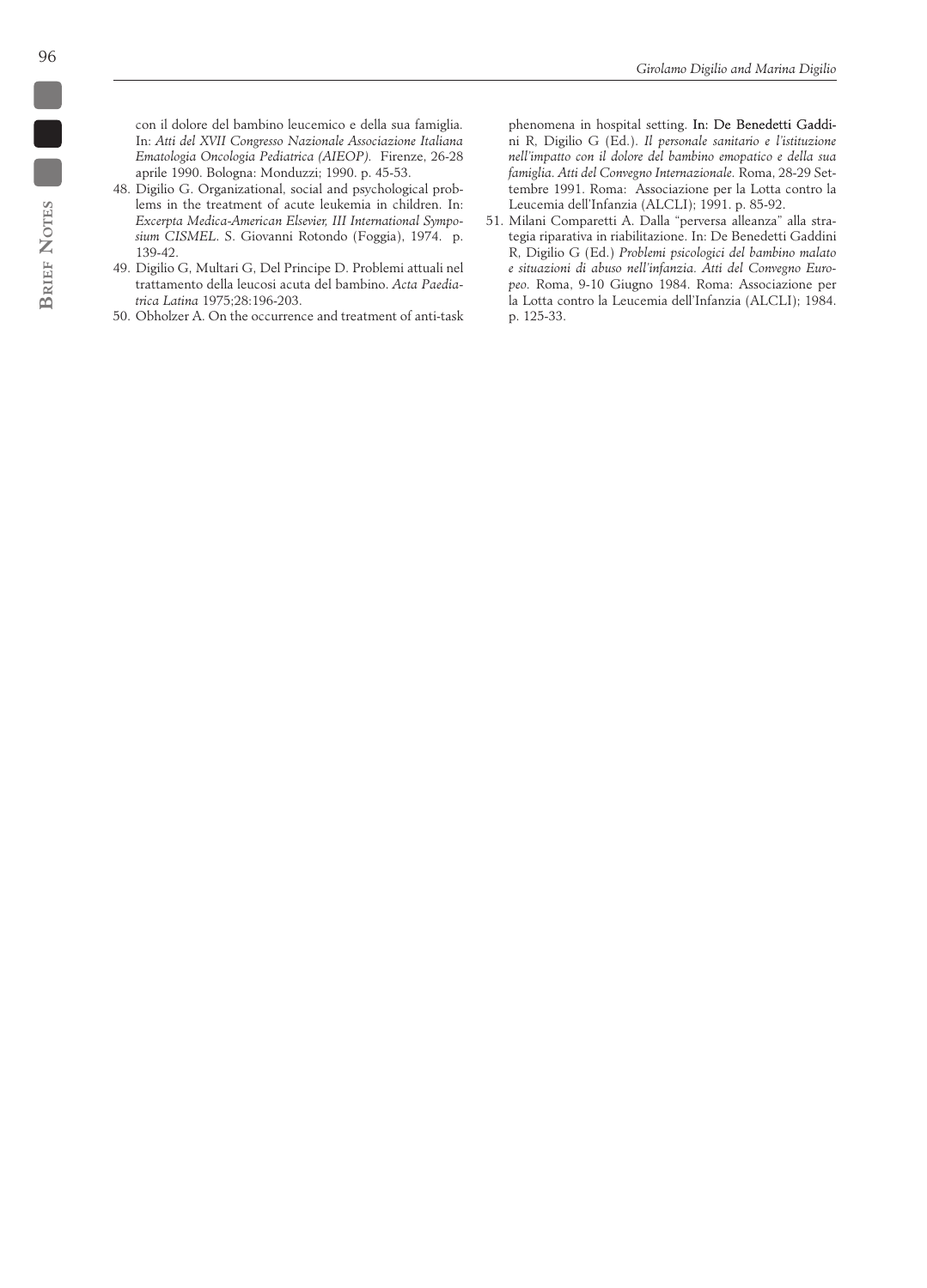con il dolore del bambino leucemico e della sua famiglia. In: *Atti del XVII Congresso Nazionale Associazione Italiana Ematologia Oncologia Pediatrica (AIEOP).* Firenze, 26-28 aprile 1990. Bologna: Monduzzi; 1990. p. 45-53.

48. Digilio G. Organizational, social and psychological problems in the treatment of acute leukemia in children. In: *Excerpta Medica-American Elsevier, III International Symposium CISMEL*. S. Giovanni Rotondo (Foggia), 1974. p. 139-42.
49. Digilio G, Multari G, Del Principe D. Problemi attuali nel trattamento della leucosi acuta del bambino. *Acta Paediatrica Latina* 1975;28:196-203.
50. Obholzer A. On the occurrence and treatment of anti-task phenomena in hospital setting. In: De Benedetti Gaddini R, Digilio G (Ed.). *Il personale sanitario e l'istituzione nell'impatto con il dolore del bambino emopatico e della sua famiglia. Atti del Convegno Internazionale.* Roma, 28-29 Settembre 1991. Roma: Associazione per la Lotta contro la Leucemia dell'Infanzia (ALCLI); 1991. p. 85-92.
51. Milani Comparetti A. Dalla "perversa alleanza" alla strategia riparativa in riabilitazione. In: De Benedetti Gaddini R, Digilio G (Ed.) *Problemi psicologici del bambino malato e situazioni di abuso nell'infanzia. Atti del Convegno Europeo.* Roma, 9-10 Giugno 1984. Roma: Associazione per la Lotta contro la Leucemia dell'Infanzia (ALCLI); 1984. p. 125-33.